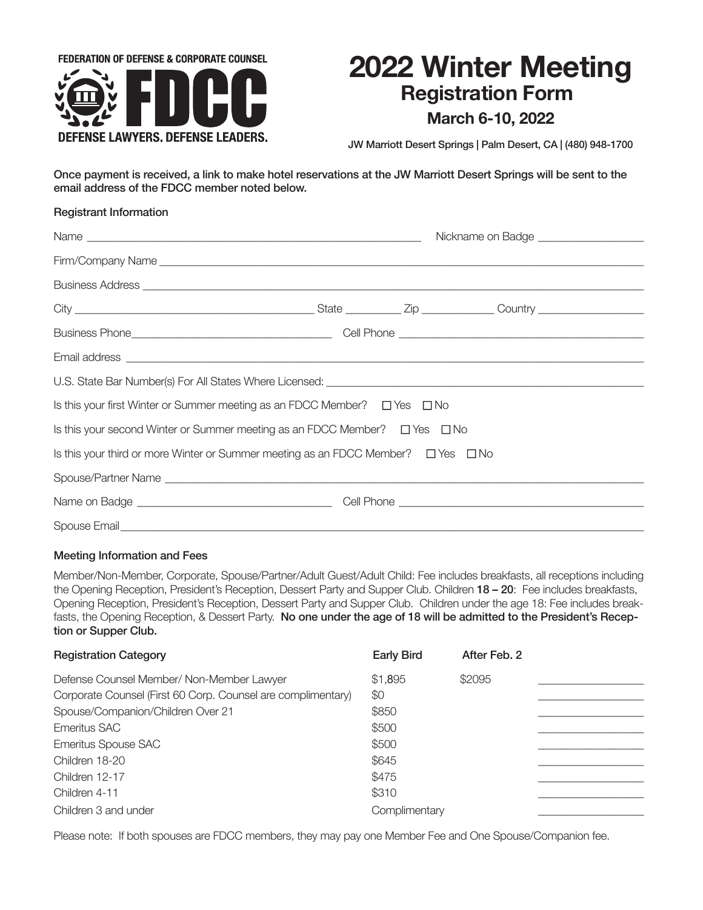FEDERATION OF DEFENSE & CORPORATE COUNSEL

**FDCC**

DEFENSE LAWYERS. DEFENSE LEADERS.

# 2022 Winter Meeting

## Registration Form

### March 6-10, 2022

JW Marriott Desert Springs | Palm Desert, CA | (480) 948-1700

**Once payment is received, a link to make hotel reservations at the JW Marriott Desert Springs will be sent to the email address of the FDCC member noted below.**

**Registrant Information**

Name ____________________ Nickname on Badge ____________________

Firm/Company Name ____________________

Business Address ____________________

City ____________________ State __________ Zip __________ Country ____________________

Business Phone ____________________ Cell Phone ____________________

Email address ____________________

U.S. State Bar Number(s) For All States Where Licensed: ____________________

Is this your first Winter or Summer meeting as an FDCC Member? ☐ Yes ☐ No

Is this your second Winter or Summer meeting as an FDCC Member? ☐ Yes ☐ No

Is this your third or more Winter or Summer meeting as an FDCC Member? ☐ Yes ☐ No

Spouse/Partner Name ____________________

Name on Badge ____________________ Cell Phone ____________________

Spouse Email ____________________

**Meeting Information and Fees**

Member/Non-Member, Corporate, Spouse/Partner/Adult Guest/Adult Child: Fee includes breakfasts, all receptions including the Opening Reception, President's Reception, Dessert Party and Supper Club. Children **18 – 20**: Fee includes breakfasts, Opening Reception, President's Reception, Dessert Party and Supper Club. Children under the age 18: Fee includes breakfasts, the Opening Reception, & Dessert Party. **No one under the age of 18 will be admitted to the President's Reception or Supper Club.**

| Registration Category | Early Bird | After Feb. 2 | |
|---|---|---|---|
| Defense Counsel Member/ Non-Member Lawyer | $1,895 | $2095 | __________ |
| Corporate Counsel (First 60 Corp. Counsel are complimentary) | $0 | | __________ |
| Spouse/Companion/Children Over 21 | $850 | | __________ |
| Emeritus SAC | $500 | | __________ |
| Emeritus Spouse SAC | $500 | | __________ |
| Children 18-20 | $645 | | __________ |
| Children 12-17 | $475 | | __________ |
| Children 4-11 | $310 | | __________ |
| Children 3 and under | Complimentary | | __________ |

Please note: If both spouses are FDCC members, they may pay one Member Fee and One Spouse/Companion fee.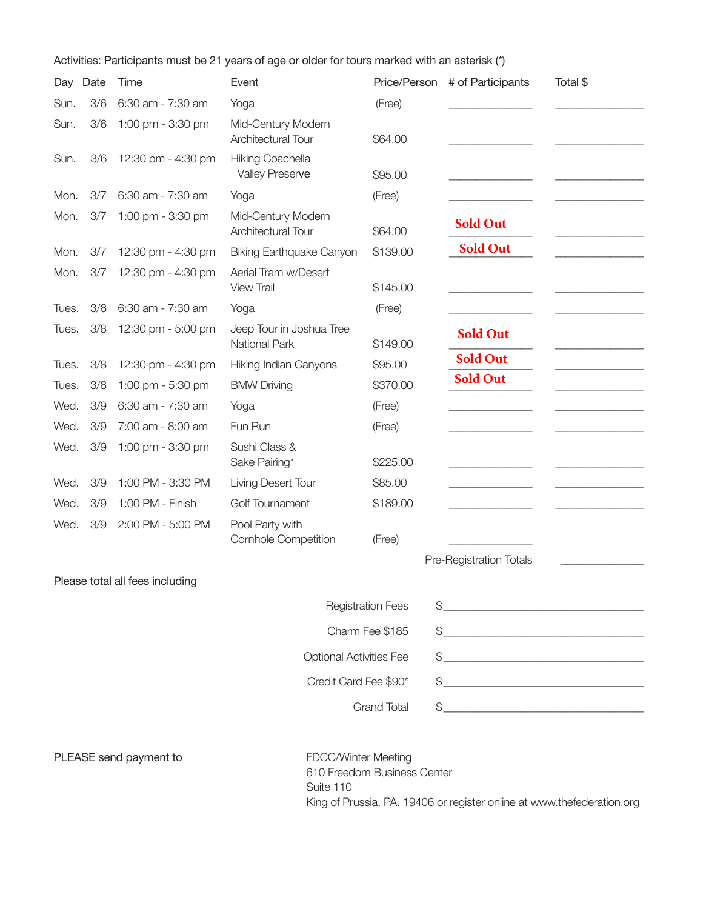Activities: Participants must be 21 years of age or older for tours marked with an asterisk (*)

| Day | Date | Time | Event | Price/Person | # of Participants | Total $ |
|---|---|---|---|---|---|---|
| Sun. | 3/6 | 6:30 am - 7:30 am | Yoga | (Free) | ______________ | ______________ |
| Sun. | 3/6 | 1:00 pm - 3:30 pm | Mid-Century Modern Architectural Tour | $64.00 | ______________ | ______________ |
| Sun. | 3/6 | 12:30 pm - 4:30 pm | Hiking Coachella Valley Preserve | $95.00 | ______________ | ______________ |
| Mon. | 3/7 | 6:30 am - 7:30 am | Yoga | (Free) | ______________ | ______________ |
| Mon. | 3/7 | 1:00 pm - 3:30 pm | Mid-Century Modern Architectural Tour | $64.00 | **Sold Out** | ______________ |
| Mon. | 3/7 | 12:30 pm - 4:30 pm | Biking Earthquake Canyon | $139.00 | **Sold Out** | ______________ |
| Mon. | 3/7 | 12:30 pm - 4:30 pm | Aerial Tram w/Desert View Trail | $145.00 | ______________ | ______________ |
| Tues. | 3/8 | 6:30 am - 7:30 am | Yoga | (Free) | ______________ | ______________ |
| Tues. | 3/8 | 12:30 pm - 5:00 pm | Jeep Tour in Joshua Tree National Park | $149.00 | **Sold Out** | ______________ |
| Tues. | 3/8 | 12:30 pm - 4:30 pm | Hiking Indian Canyons | $95.00 | **Sold Out** | ______________ |
| Tues. | 3/8 | 1:00 pm - 5:30 pm | BMW Driving | $370.00 | **Sold Out** | ______________ |
| Wed. | 3/9 | 6:30 am - 7:30 am | Yoga | (Free) | ______________ | ______________ |
| Wed. | 3/9 | 7:00 am - 8:00 am | Fun Run | (Free) | ______________ | ______________ |
| Wed. | 3/9 | 1:00 pm - 3:30 pm | Sushi Class & Sake Pairing* | $225.00 | ______________ | ______________ |
| Wed. | 3/9 | 1:00 PM - 3:30 PM | Living Desert Tour | $85.00 | ______________ | ______________ |
| Wed. | 3/9 | 1:00 PM - Finish | Golf Tournament | $189.00 | ______________ | ______________ |
| Wed. | 3/9 | 2:00 PM - 5:00 PM | Pool Party with Cornhole Competition | (Free) | ______________ | |
| | | | | | Pre-Registration Totals | ______________ |

Please total all fees including

| | |
|---|---|
| Registration Fees | $______________________________ |
| Charm Fee $185 | $______________________________ |
| Optional Activities Fee | $______________________________ |
| Credit Card Fee $90* | $______________________________ |
| Grand Total | $______________________________ |

PLEASE send payment to

FDCC/Winter Meeting
610 Freedom Business Center
Suite 110
King of Prussia, PA. 19406 or register online at www.thefederation.org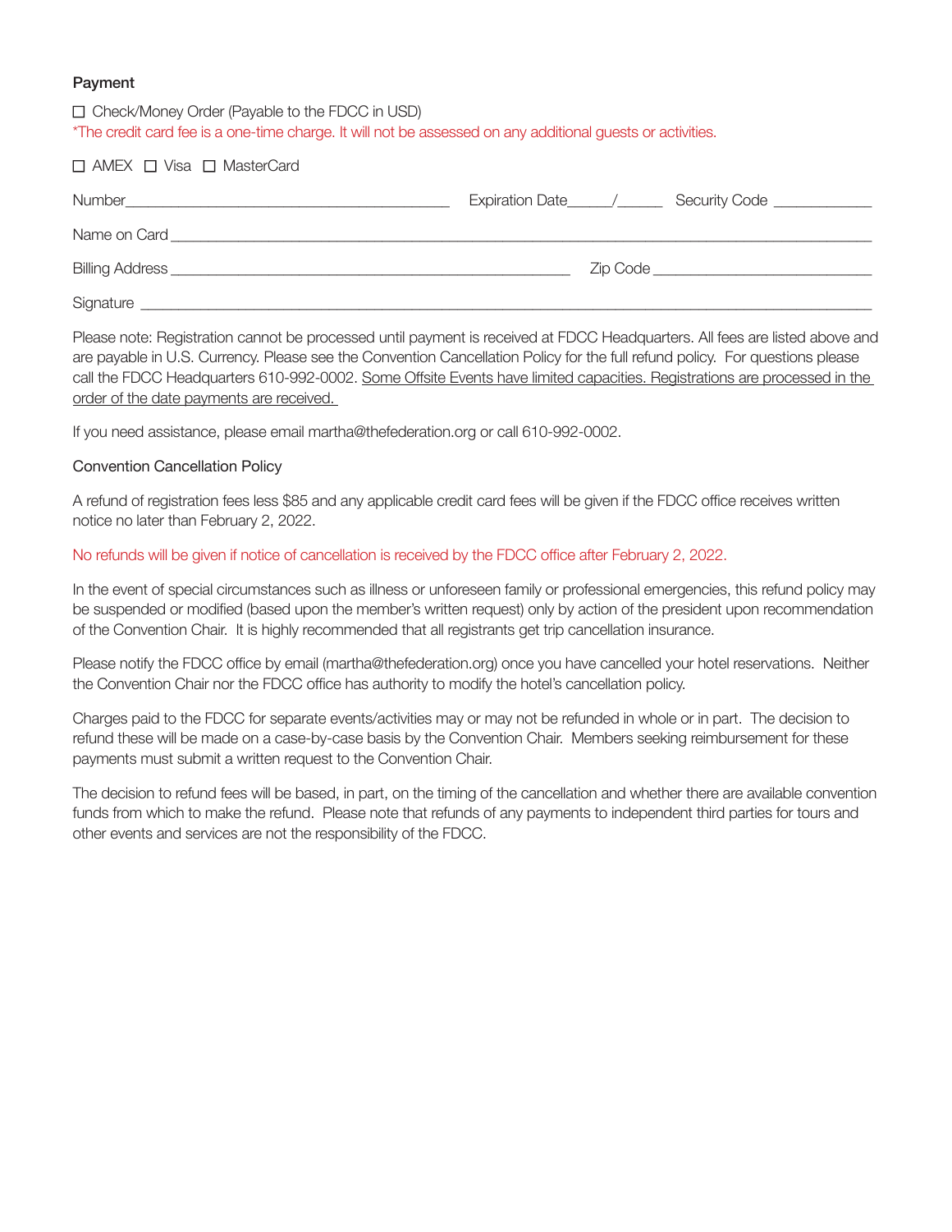### Payment

☐ Check/Money Order (Payable to the FDCC in USD)

*The credit card fee is a one-time charge. It will not be assessed on any additional guests or activities.

☐ AMEX ☐ Visa ☐ MasterCard

Number__________________________________________ Expiration Date______/______ Security Code ____________

Name on Card ______________________________________________________________________________________

Billing Address _____________________________________________________ Zip Code ____________________________

Signature _________________________________________________________________________________________

Please note: Registration cannot be processed until payment is received at FDCC Headquarters. All fees are listed above and are payable in U.S. Currency. Please see the Convention Cancellation Policy for the full refund policy. For questions please call the FDCC Headquarters 610-992-0002. Some Offsite Events have limited capacities. Registrations are processed in the order of the date payments are received.

If you need assistance, please email martha@thefederation.org or call 610-992-0002.

### Convention Cancellation Policy

A refund of registration fees less $85 and any applicable credit card fees will be given if the FDCC office receives written notice no later than February 2, 2022.

No refunds will be given if notice of cancellation is received by the FDCC office after February 2, 2022.

In the event of special circumstances such as illness or unforeseen family or professional emergencies, this refund policy may be suspended or modified (based upon the member's written request) only by action of the president upon recommendation of the Convention Chair. It is highly recommended that all registrants get trip cancellation insurance.

Please notify the FDCC office by email (martha@thefederation.org) once you have cancelled your hotel reservations. Neither the Convention Chair nor the FDCC office has authority to modify the hotel's cancellation policy.

Charges paid to the FDCC for separate events/activities may or may not be refunded in whole or in part. The decision to refund these will be made on a case-by-case basis by the Convention Chair. Members seeking reimbursement for these payments must submit a written request to the Convention Chair.

The decision to refund fees will be based, in part, on the timing of the cancellation and whether there are available convention funds from which to make the refund. Please note that refunds of any payments to independent third parties for tours and other events and services are not the responsibility of the FDCC.